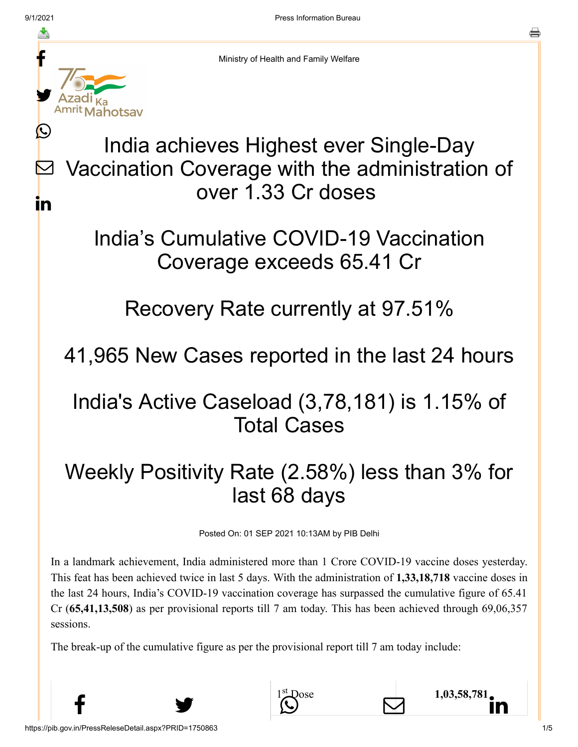Ministry of Health and Family Welfare

# India achieves Highest ever Single-Day Vaccination Coverage with the administration of over 1.33 Cr doses

## India's Cumulative COVID-19 Vaccination Coverage exceeds 65.41 Cr

## Recovery Rate currently at 97.51%

## 41,965 New Cases reported in the last 24 hours

## India's Active Caseload (3,78,181) is 1.15% of Total Cases

## Weekly Positivity Rate (2.58%) less than 3% for last 68 days

Posted On: 01 SEP 2021 10:13AM by PIB Delhi

In a landmark achievement, India administered more than 1 Crore COVID-19 vaccine doses yesterday. This feat has been achieved twice in last 5 days. With the administration of **1,33,18,718** vaccine doses in the last 24 hours, India's COVID-19 vaccination coverage has surpassed the cumulative figure of 65.41 Cr (**65,41,13,508**) as per provisional reports till 7 am today. This has been achieved through 69,06,357 sessions.

The break-up of the cumulative figure as per the provisional report till 7 am today include:

| | 1st Dose | 1,03,58,781 |
|---|---|---|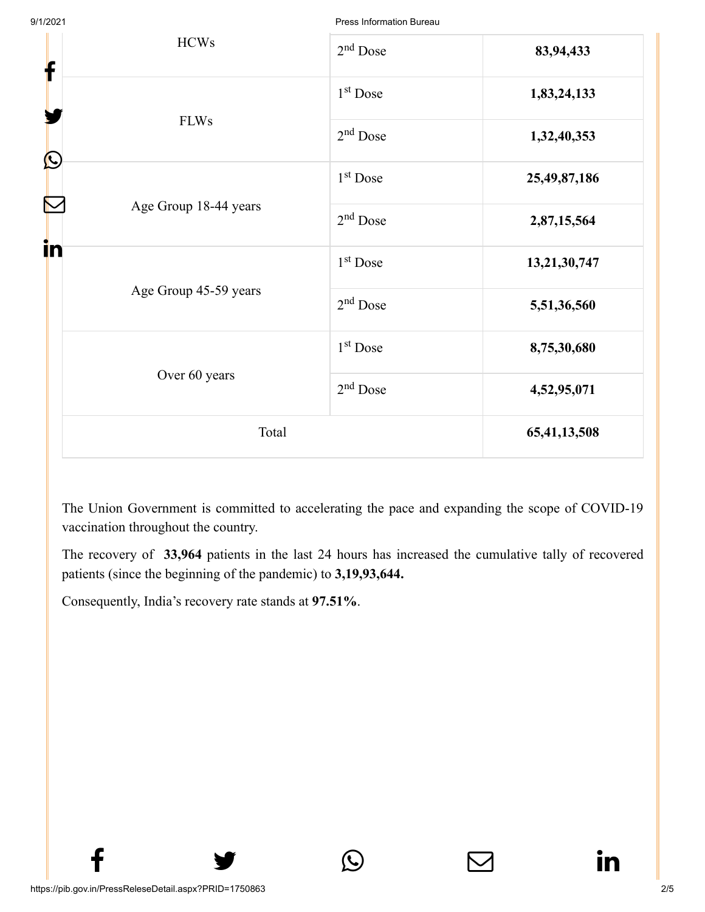| HCWs | 2nd Dose | **83,94,433** |
|---|---|---|
| FLWs | 1st Dose | **1,83,24,133** |
| | 2nd Dose | **1,32,40,353** |
| Age Group 18-44 years | 1st Dose | **25,49,87,186** |
| | 2nd Dose | **2,87,15,564** |
| Age Group 45-59 years | 1st Dose | **13,21,30,747** |
| | 2nd Dose | **5,51,36,560** |
| Over 60 years | 1st Dose | **8,75,30,680** |
| | 2nd Dose | **4,52,95,071** |
| Total | | **65,41,13,508** |

The Union Government is committed to accelerating the pace and expanding the scope of COVID-19 vaccination throughout the country.

The recovery of **33,964** patients in the last 24 hours has increased the cumulative tally of recovered patients (since the beginning of the pandemic) to **3,19,93,644.**

Consequently, India's recovery rate stands at **97.51%**.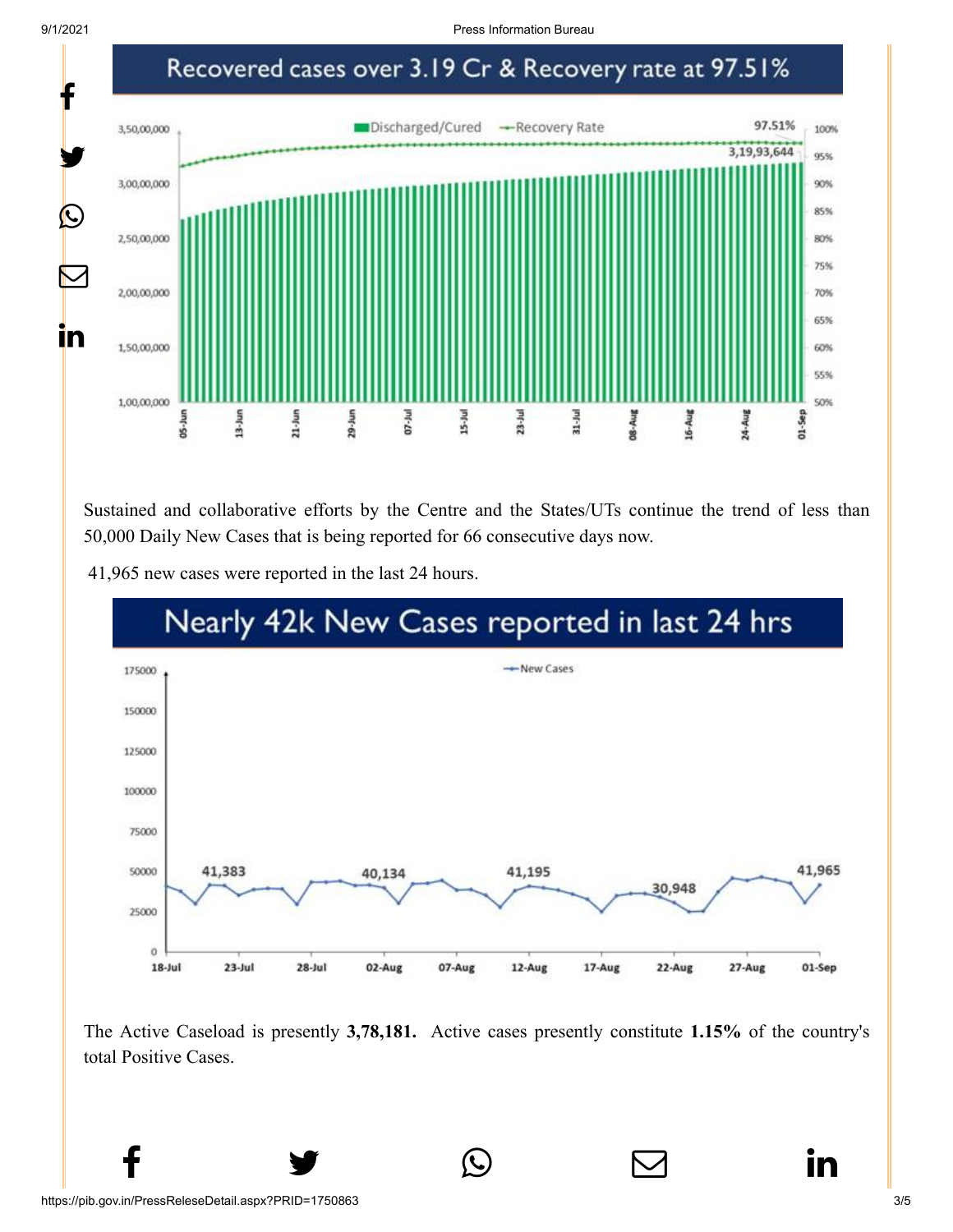Recovered cases over 3.19 Cr & Recovery rate at 97.51%

Sustained and collaborative efforts by the Centre and the States/UTs continue the trend of less than 50,000 Daily New Cases that is being reported for 66 consecutive days now.

41,965 new cases were reported in the last 24 hours.

Nearly 42k New Cases reported in last 24 hrs

The Active Caseload is presently **3,78,181.** Active cases presently constitute **1.15%** of the country's total Positive Cases.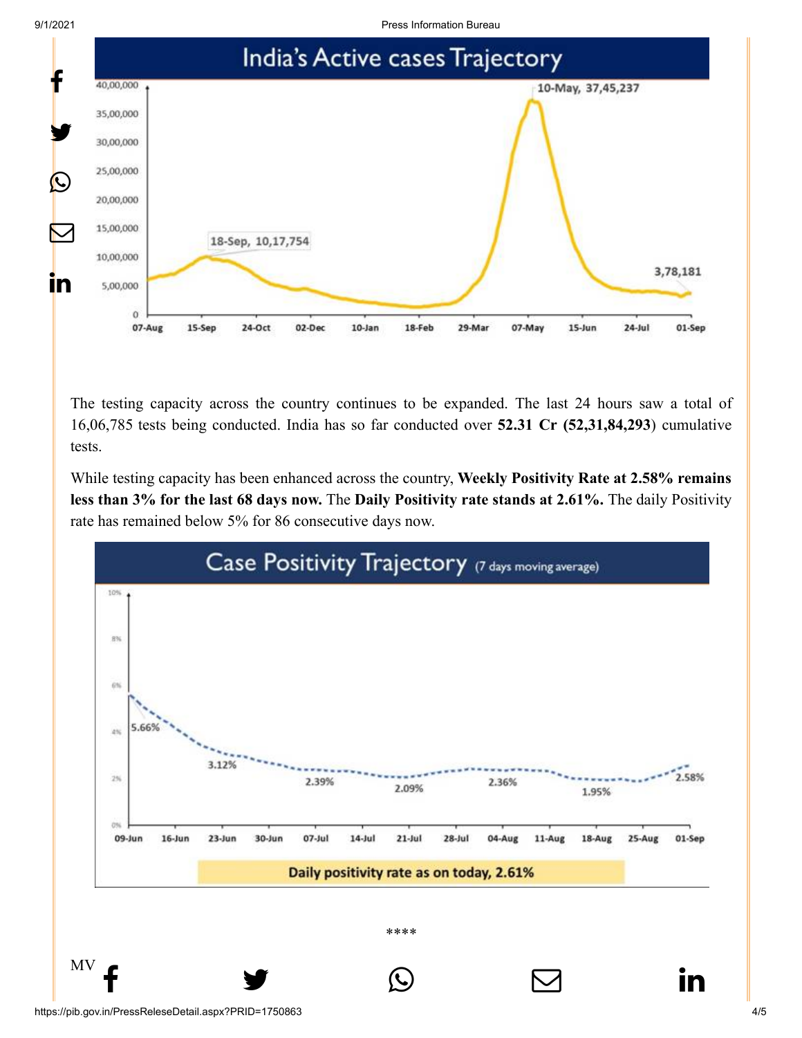## India's Active cases Trajectory

The testing capacity across the country continues to be expanded. The last 24 hours saw a total of 16,06,785 tests being conducted. India has so far conducted over **52.31 Cr (52,31,84,293**) cumulative tests.

While testing capacity has been enhanced across the country, **Weekly Positivity Rate at 2.58% remains less than 3% for the last 68 days now.** The **Daily Positivity rate stands at 2.61%.** The daily Positivity rate has remained below 5% for 86 consecutive days now.

## Case Positivity Trajectory (7 days moving average)

Daily positivity rate as on today, 2.61%

\*\*\*\*

MV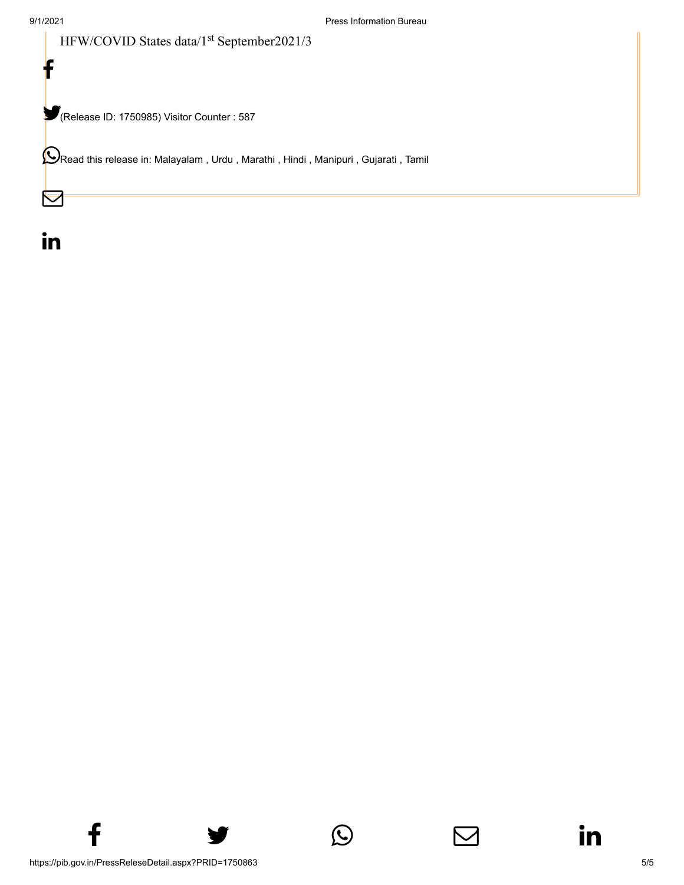HFW/COVID States data/1st September2021/3

(Release ID: 1750985) Visitor Counter : 587

Read this release in: Malayalam , Urdu , Marathi , Hindi , Manipuri , Gujarati , Tamil